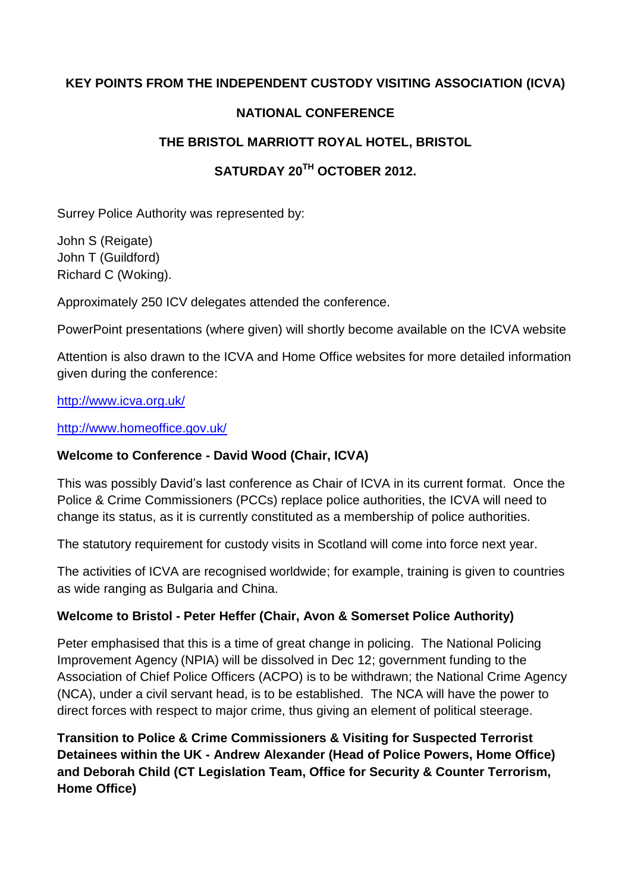**KEY POINTS FROM THE INDEPENDENT CUSTODY VISITING ASSOCIATION (ICVA)**

**NATIONAL CONFERENCE**

**THE BRISTOL MARRIOTT ROYAL HOTEL, BRISTOL**

**SATURDAY 20TH OCTOBER 2012.**

Surrey Police Authority was represented by:

John S (Reigate)
John T (Guildford)
Richard C (Woking).

Approximately 250 ICV delegates attended the conference.

PowerPoint presentations (where given) will shortly become available on the ICVA website

Attention is also drawn to the ICVA and Home Office websites for more detailed information given during the conference:

http://www.icva.org.uk/

http://www.homeoffice.gov.uk/

**Welcome to Conference - David Wood (Chair, ICVA)**

This was possibly David's last conference as Chair of ICVA in its current format. Once the Police & Crime Commissioners (PCCs) replace police authorities, the ICVA will need to change its status, as it is currently constituted as a membership of police authorities.

The statutory requirement for custody visits in Scotland will come into force next year.

The activities of ICVA are recognised worldwide; for example, training is given to countries as wide ranging as Bulgaria and China.

**Welcome to Bristol - Peter Heffer (Chair, Avon & Somerset Police Authority)**

Peter emphasised that this is a time of great change in policing. The National Policing Improvement Agency (NPIA) will be dissolved in Dec 12; government funding to the Association of Chief Police Officers (ACPO) is to be withdrawn; the National Crime Agency (NCA), under a civil servant head, is to be established. The NCA will have the power to direct forces with respect to major crime, thus giving an element of political steerage.

**Transition to Police & Crime Commissioners & Visiting for Suspected Terrorist Detainees within the UK - Andrew Alexander (Head of Police Powers, Home Office) and Deborah Child (CT Legislation Team, Office for Security & Counter Terrorism, Home Office)**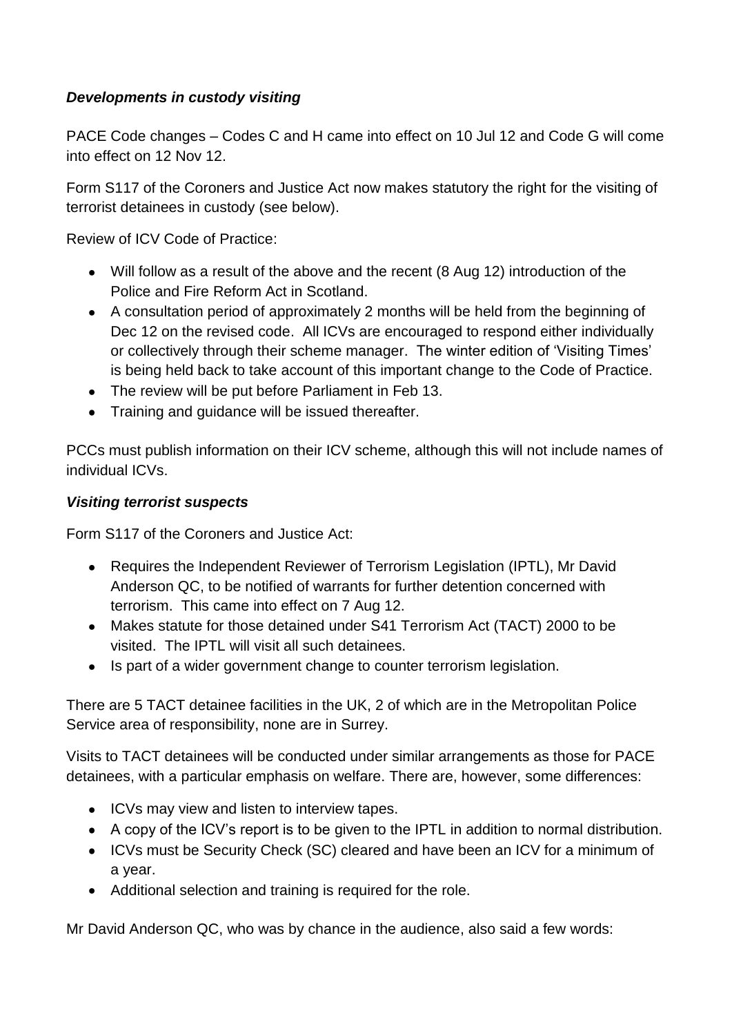***Developments in custody visiting***

PACE Code changes – Codes C and H came into effect on 10 Jul 12 and Code G will come into effect on 12 Nov 12.

Form S117 of the Coroners and Justice Act now makes statutory the right for the visiting of terrorist detainees in custody (see below).

Review of ICV Code of Practice:

- Will follow as a result of the above and the recent (8 Aug 12) introduction of the Police and Fire Reform Act in Scotland.
- A consultation period of approximately 2 months will be held from the beginning of Dec 12 on the revised code. All ICVs are encouraged to respond either individually or collectively through their scheme manager. The winter edition of 'Visiting Times' is being held back to take account of this important change to the Code of Practice.
- The review will be put before Parliament in Feb 13.
- Training and guidance will be issued thereafter.

PCCs must publish information on their ICV scheme, although this will not include names of individual ICVs.

***Visiting terrorist suspects***

Form S117 of the Coroners and Justice Act:

- Requires the Independent Reviewer of Terrorism Legislation (IPTL), Mr David Anderson QC, to be notified of warrants for further detention concerned with terrorism. This came into effect on 7 Aug 12.
- Makes statute for those detained under S41 Terrorism Act (TACT) 2000 to be visited. The IPTL will visit all such detainees.
- Is part of a wider government change to counter terrorism legislation.

There are 5 TACT detainee facilities in the UK, 2 of which are in the Metropolitan Police Service area of responsibility, none are in Surrey.

Visits to TACT detainees will be conducted under similar arrangements as those for PACE detainees, with a particular emphasis on welfare. There are, however, some differences:

- ICVs may view and listen to interview tapes.
- A copy of the ICV's report is to be given to the IPTL in addition to normal distribution.
- ICVs must be Security Check (SC) cleared and have been an ICV for a minimum of a year.
- Additional selection and training is required for the role.

Mr David Anderson QC, who was by chance in the audience, also said a few words: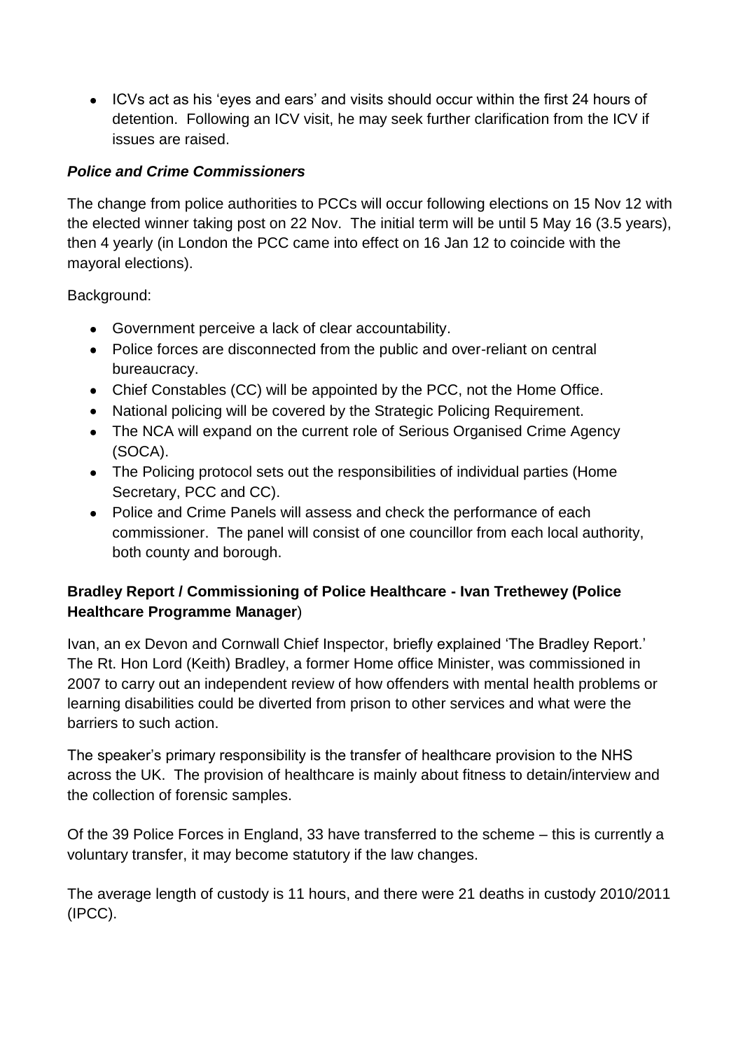- ICVs act as his 'eyes and ears' and visits should occur within the first 24 hours of detention. Following an ICV visit, he may seek further clarification from the ICV if issues are raised.

### *Police and Crime Commissioners*

The change from police authorities to PCCs will occur following elections on 15 Nov 12 with the elected winner taking post on 22 Nov. The initial term will be until 5 May 16 (3.5 years), then 4 yearly (in London the PCC came into effect on 16 Jan 12 to coincide with the mayoral elections).

Background:

- Government perceive a lack of clear accountability.
- Police forces are disconnected from the public and over-reliant on central bureaucracy.
- Chief Constables (CC) will be appointed by the PCC, not the Home Office.
- National policing will be covered by the Strategic Policing Requirement.
- The NCA will expand on the current role of Serious Organised Crime Agency (SOCA).
- The Policing protocol sets out the responsibilities of individual parties (Home Secretary, PCC and CC).
- Police and Crime Panels will assess and check the performance of each commissioner. The panel will consist of one councillor from each local authority, both county and borough.

### **Bradley Report / Commissioning of Police Healthcare - Ivan Trethewey (Police Healthcare Programme Manager)**

Ivan, an ex Devon and Cornwall Chief Inspector, briefly explained 'The Bradley Report.' The Rt. Hon Lord (Keith) Bradley, a former Home office Minister, was commissioned in 2007 to carry out an independent review of how offenders with mental health problems or learning disabilities could be diverted from prison to other services and what were the barriers to such action.

The speaker's primary responsibility is the transfer of healthcare provision to the NHS across the UK. The provision of healthcare is mainly about fitness to detain/interview and the collection of forensic samples.

Of the 39 Police Forces in England, 33 have transferred to the scheme – this is currently a voluntary transfer, it may become statutory if the law changes.

The average length of custody is 11 hours, and there were 21 deaths in custody 2010/2011 (IPCC).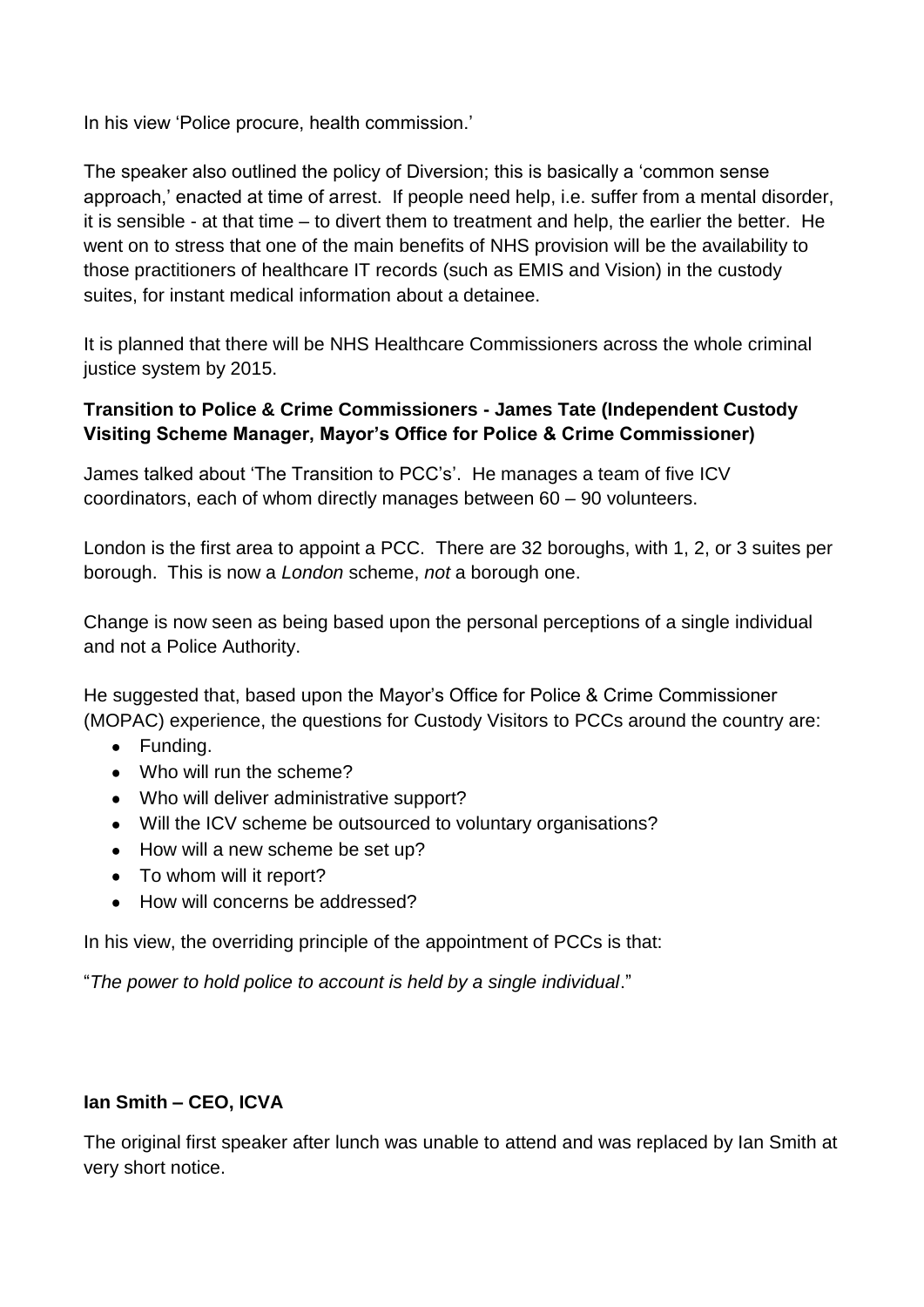In his view 'Police procure, health commission.'

The speaker also outlined the policy of Diversion; this is basically a 'common sense approach,' enacted at time of arrest. If people need help, i.e. suffer from a mental disorder, it is sensible - at that time – to divert them to treatment and help, the earlier the better. He went on to stress that one of the main benefits of NHS provision will be the availability to those practitioners of healthcare IT records (such as EMIS and Vision) in the custody suites, for instant medical information about a detainee.

It is planned that there will be NHS Healthcare Commissioners across the whole criminal justice system by 2015.

**Transition to Police & Crime Commissioners - James Tate (Independent Custody Visiting Scheme Manager, Mayor's Office for Police & Crime Commissioner)**

James talked about 'The Transition to PCC's'. He manages a team of five ICV coordinators, each of whom directly manages between 60 – 90 volunteers.

London is the first area to appoint a PCC. There are 32 boroughs, with 1, 2, or 3 suites per borough. This is now a *London* scheme, *not* a borough one.

Change is now seen as being based upon the personal perceptions of a single individual and not a Police Authority.

He suggested that, based upon the Mayor's Office for Police & Crime Commissioner (MOPAC) experience, the questions for Custody Visitors to PCCs around the country are:

- Funding.
- Who will run the scheme?
- Who will deliver administrative support?
- Will the ICV scheme be outsourced to voluntary organisations?
- How will a new scheme be set up?
- To whom will it report?
- How will concerns be addressed?

In his view, the overriding principle of the appointment of PCCs is that:

"*The power to hold police to account is held by a single individual*."

**Ian Smith – CEO, ICVA**

The original first speaker after lunch was unable to attend and was replaced by Ian Smith at very short notice.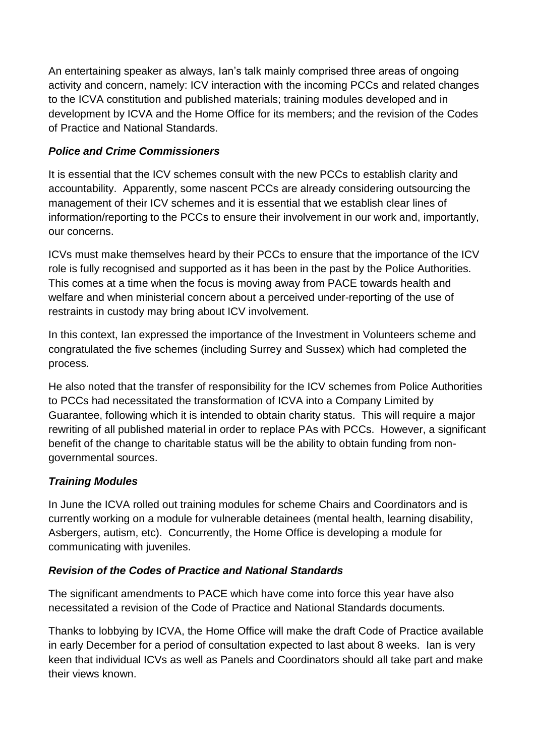An entertaining speaker as always, Ian's talk mainly comprised three areas of ongoing activity and concern, namely: ICV interaction with the incoming PCCs and related changes to the ICVA constitution and published materials; training modules developed and in development by ICVA and the Home Office for its members; and the revision of the Codes of Practice and National Standards.

### ***Police and Crime Commissioners***

It is essential that the ICV schemes consult with the new PCCs to establish clarity and accountability. Apparently, some nascent PCCs are already considering outsourcing the management of their ICV schemes and it is essential that we establish clear lines of information/reporting to the PCCs to ensure their involvement in our work and, importantly, our concerns.

ICVs must make themselves heard by their PCCs to ensure that the importance of the ICV role is fully recognised and supported as it has been in the past by the Police Authorities. This comes at a time when the focus is moving away from PACE towards health and welfare and when ministerial concern about a perceived under-reporting of the use of restraints in custody may bring about ICV involvement.

In this context, Ian expressed the importance of the Investment in Volunteers scheme and congratulated the five schemes (including Surrey and Sussex) which had completed the process.

He also noted that the transfer of responsibility for the ICV schemes from Police Authorities to PCCs had necessitated the transformation of ICVA into a Company Limited by Guarantee, following which it is intended to obtain charity status. This will require a major rewriting of all published material in order to replace PAs with PCCs. However, a significant benefit of the change to charitable status will be the ability to obtain funding from non-governmental sources.

### ***Training Modules***

In June the ICVA rolled out training modules for scheme Chairs and Coordinators and is currently working on a module for vulnerable detainees (mental health, learning disability, Asbergers, autism, etc). Concurrently, the Home Office is developing a module for communicating with juveniles.

### ***Revision of the Codes of Practice and National Standards***

The significant amendments to PACE which have come into force this year have also necessitated a revision of the Code of Practice and National Standards documents.

Thanks to lobbying by ICVA, the Home Office will make the draft Code of Practice available in early December for a period of consultation expected to last about 8 weeks. Ian is very keen that individual ICVs as well as Panels and Coordinators should all take part and make their views known.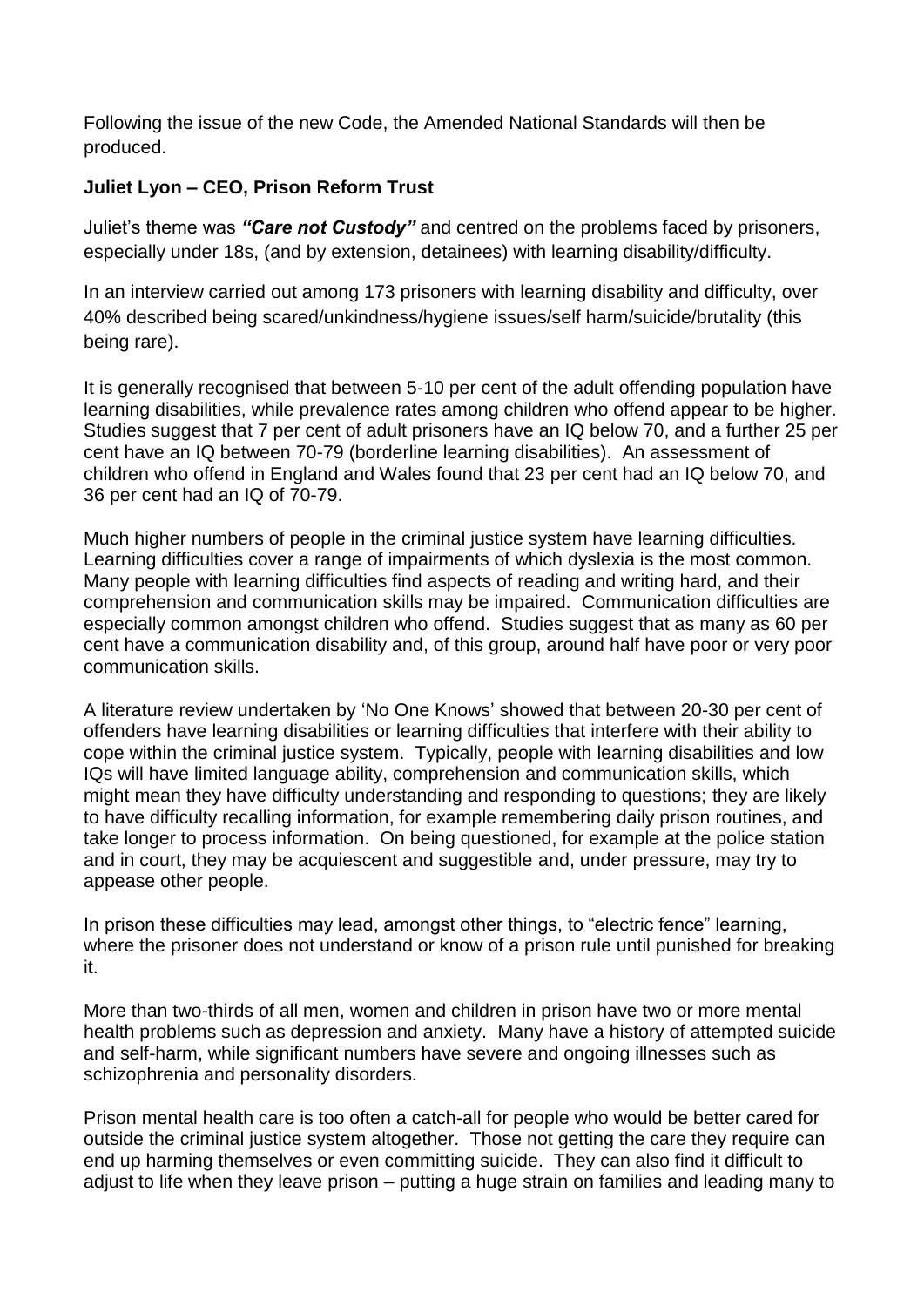Following the issue of the new Code, the Amended National Standards will then be produced.

**Juliet Lyon – CEO, Prison Reform Trust**

Juliet's theme was ***"Care not Custody"*** and centred on the problems faced by prisoners, especially under 18s, (and by extension, detainees) with learning disability/difficulty.

In an interview carried out among 173 prisoners with learning disability and difficulty, over 40% described being scared/unkindness/hygiene issues/self harm/suicide/brutality (this being rare).

It is generally recognised that between 5-10 per cent of the adult offending population have learning disabilities, while prevalence rates among children who offend appear to be higher. Studies suggest that 7 per cent of adult prisoners have an IQ below 70, and a further 25 per cent have an IQ between 70-79 (borderline learning disabilities). An assessment of children who offend in England and Wales found that 23 per cent had an IQ below 70, and 36 per cent had an IQ of 70-79.

Much higher numbers of people in the criminal justice system have learning difficulties. Learning difficulties cover a range of impairments of which dyslexia is the most common. Many people with learning difficulties find aspects of reading and writing hard, and their comprehension and communication skills may be impaired. Communication difficulties are especially common amongst children who offend. Studies suggest that as many as 60 per cent have a communication disability and, of this group, around half have poor or very poor communication skills.

A literature review undertaken by 'No One Knows' showed that between 20-30 per cent of offenders have learning disabilities or learning difficulties that interfere with their ability to cope within the criminal justice system. Typically, people with learning disabilities and low IQs will have limited language ability, comprehension and communication skills, which might mean they have difficulty understanding and responding to questions; they are likely to have difficulty recalling information, for example remembering daily prison routines, and take longer to process information. On being questioned, for example at the police station and in court, they may be acquiescent and suggestible and, under pressure, may try to appease other people.

In prison these difficulties may lead, amongst other things, to "electric fence" learning, where the prisoner does not understand or know of a prison rule until punished for breaking it.

More than two-thirds of all men, women and children in prison have two or more mental health problems such as depression and anxiety. Many have a history of attempted suicide and self-harm, while significant numbers have severe and ongoing illnesses such as schizophrenia and personality disorders.

Prison mental health care is too often a catch-all for people who would be better cared for outside the criminal justice system altogether. Those not getting the care they require can end up harming themselves or even committing suicide. They can also find it difficult to adjust to life when they leave prison – putting a huge strain on families and leading many to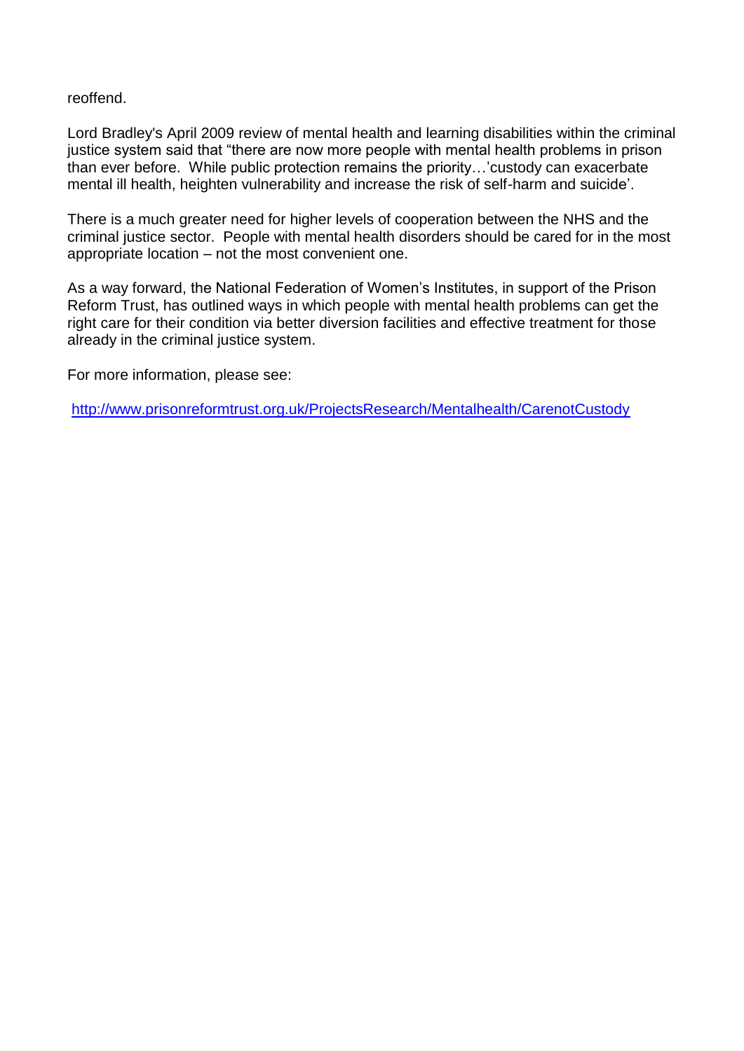reoffend.

Lord Bradley's April 2009 review of mental health and learning disabilities within the criminal justice system said that “there are now more people with mental health problems in prison than ever before. While public protection remains the priority…’custody can exacerbate mental ill health, heighten vulnerability and increase the risk of self-harm and suicide’.

There is a much greater need for higher levels of cooperation between the NHS and the criminal justice sector. People with mental health disorders should be cared for in the most appropriate location – not the most convenient one.

As a way forward, the National Federation of Women’s Institutes, in support of the Prison Reform Trust, has outlined ways in which people with mental health problems can get the right care for their condition via better diversion facilities and effective treatment for those already in the criminal justice system.

For more information, please see:

http://www.prisonreformtrust.org.uk/ProjectsResearch/Mentalhealth/CarenotCustody